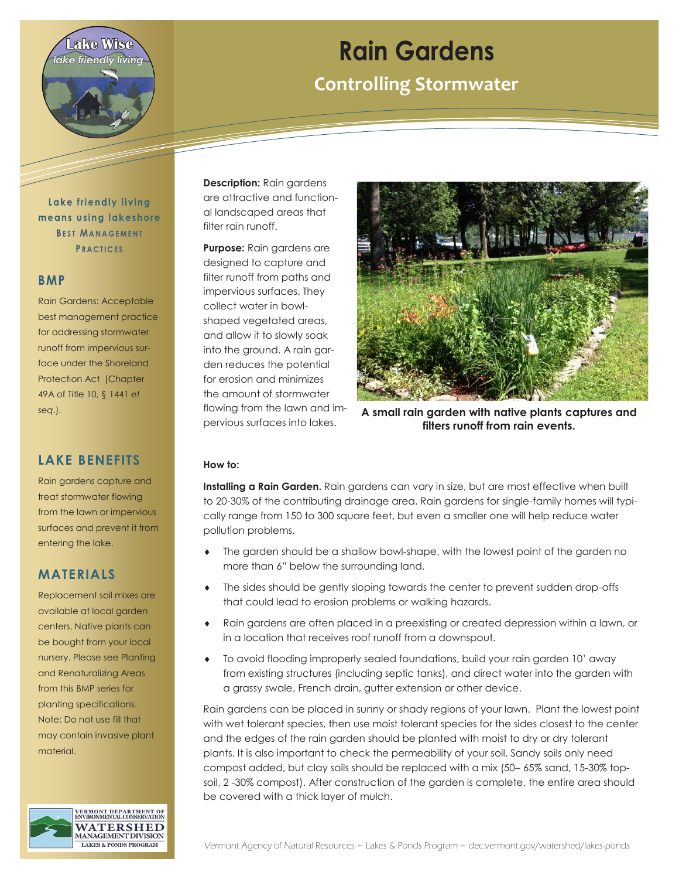# Rain Gardens

## Controlling Stormwater

Lake Wise
*lake friendly living*

**Lake friendly living means using lakeshore BEST MANAGEMENT PRACTICES**

### BMP

Rain Gardens: Acceptable best management practice for addressing stormwater runoff from impervious surface under the Shoreland Protection Act (Chapter 49A of Title 10, § 1441 *et seq*.).

### LAKE BENEFITS

Rain gardens capture and treat stormwater flowing from the lawn or impervious surfaces and prevent it from entering the lake.

### MATERIALS

Replacement soil mixes are available at local garden centers. Native plants can be bought from your local nursery. Please see Planting and Renaturalizing Areas from this BMP series for planting specifications. Note: Do not use fill that may contain invasive plant material.

**Description:** Rain gardens are attractive and functional landscaped areas that filter rain runoff.

**Purpose:** Rain gardens are designed to capture and filter runoff from paths and impervious surfaces. They collect water in bowl-shaped vegetated areas, and allow it to slowly soak into the ground. A rain garden reduces the potential for erosion and minimizes the amount of stormwater flowing from the lawn and impervious surfaces into lakes.

**A small rain garden with native plants captures and filters runoff from rain events.**

**How to:**

**Installing a Rain Garden.** Rain gardens can vary in size, but are most effective when built to 20-30% of the contributing drainage area. Rain gardens for single-family homes will typically range from 150 to 300 square feet, but even a smaller one will help reduce water pollution problems.

- The garden should be a shallow bowl-shape, with the lowest point of the garden no more than 6" below the surrounding land.
- The sides should be gently sloping towards the center to prevent sudden drop-offs that could lead to erosion problems or walking hazards.
- Rain gardens are often placed in a preexisting or created depression within a lawn, or in a location that receives roof runoff from a downspout.
- To avoid flooding improperly sealed foundations, build your rain garden 10' away from existing structures (including septic tanks), and direct water into the garden with a grassy swale, French drain, gutter extension or other device.

Rain gardens can be placed in sunny or shady regions of your lawn. Plant the lowest point with wet tolerant species, then use moist tolerant species for the sides closest to the center and the edges of the rain garden should be planted with moist to dry or dry tolerant plants. It is also important to check the permeability of your soil. Sandy soils only need compost added, but clay soils should be replaced with a mix (50– 65% sand, 15-30% topsoil, 2 -30% compost). After construction of the garden is complete, the entire area should be covered with a thick layer of mulch.

VERMONT DEPARTMENT OF ENVIRONMENTAL CONSERVATION
WATERSHED MANAGEMENT DIVISION
LAKES & PONDS PROGRAM

Vermont Agency of Natural Resources ~ Lakes & Ponds Program ~ dec.vermont.gov/watershed/lakes-ponds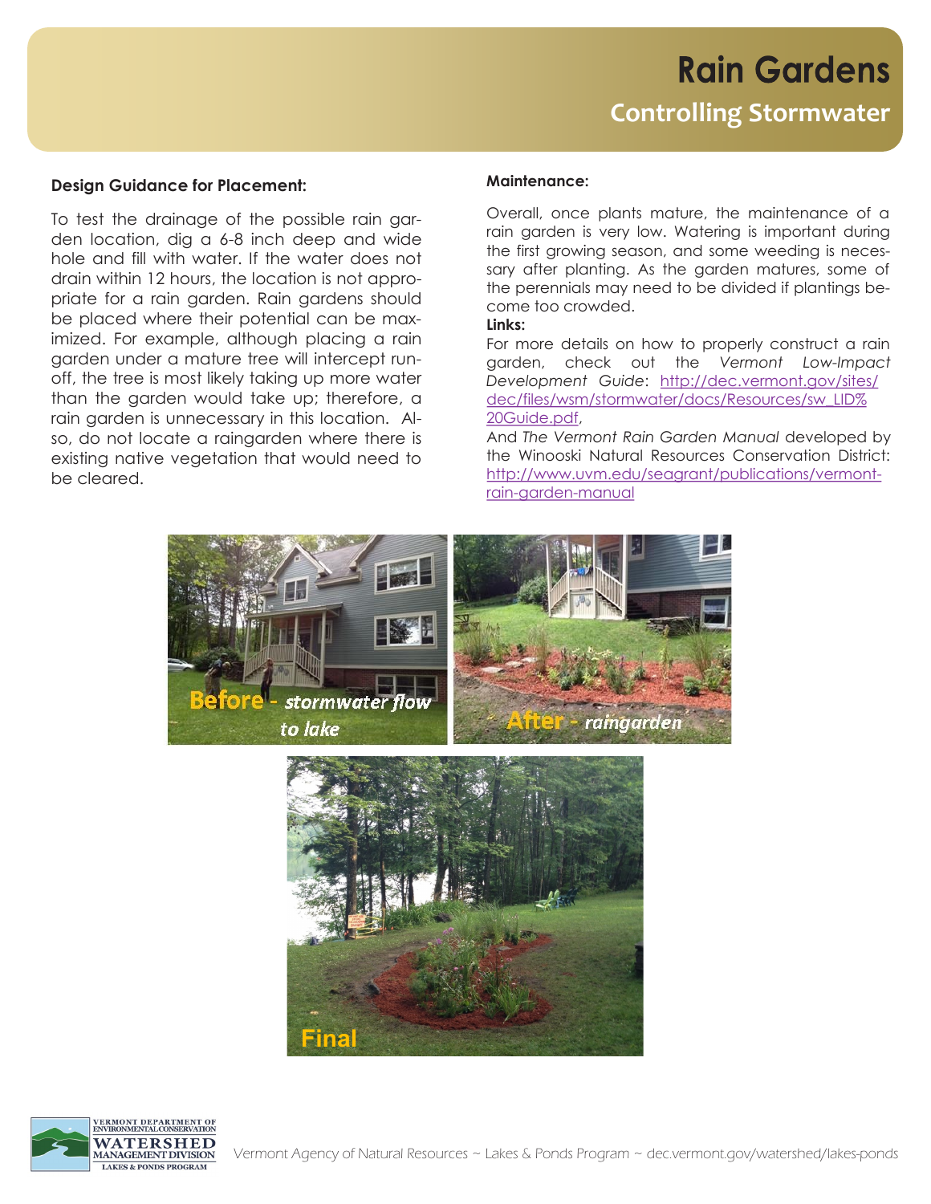# Rain Gardens

## Controlling Stormwater

**Design Guidance for Placement:**

To test the drainage of the possible rain garden location, dig a 6-8 inch deep and wide hole and fill with water. If the water does not drain within 12 hours, the location is not appropriate for a rain garden. Rain gardens should be placed where their potential can be maximized. For example, although placing a rain garden under a mature tree will intercept runoff, the tree is most likely taking up more water than the garden would take up; therefore, a rain garden is unnecessary in this location. Also, do not locate a raingarden where there is existing native vegetation that would need to be cleared.

**Maintenance:**

Overall, once plants mature, the maintenance of a rain garden is very low. Watering is important during the first growing season, and some weeding is necessary after planting. As the garden matures, some of the perennials may need to be divided if plantings become too crowded.

**Links:**

For more details on how to properly construct a rain garden, check out the *Vermont Low-Impact Development Guide*: http://dec.vermont.gov/sites/dec/files/wsm/stormwater/docs/Resources/sw_LID%20Guide.pdf,

And *The Vermont Rain Garden Manual* developed by the Winooski Natural Resources Conservation District: http://www.uvm.edu/seagrant/publications/vermont-rain-garden-manual

Before - stormwater flow to lake

After - raingarden

Final

Vermont Agency of Natural Resources ~ Lakes & Ponds Program ~ dec.vermont.gov/watershed/lakes-ponds